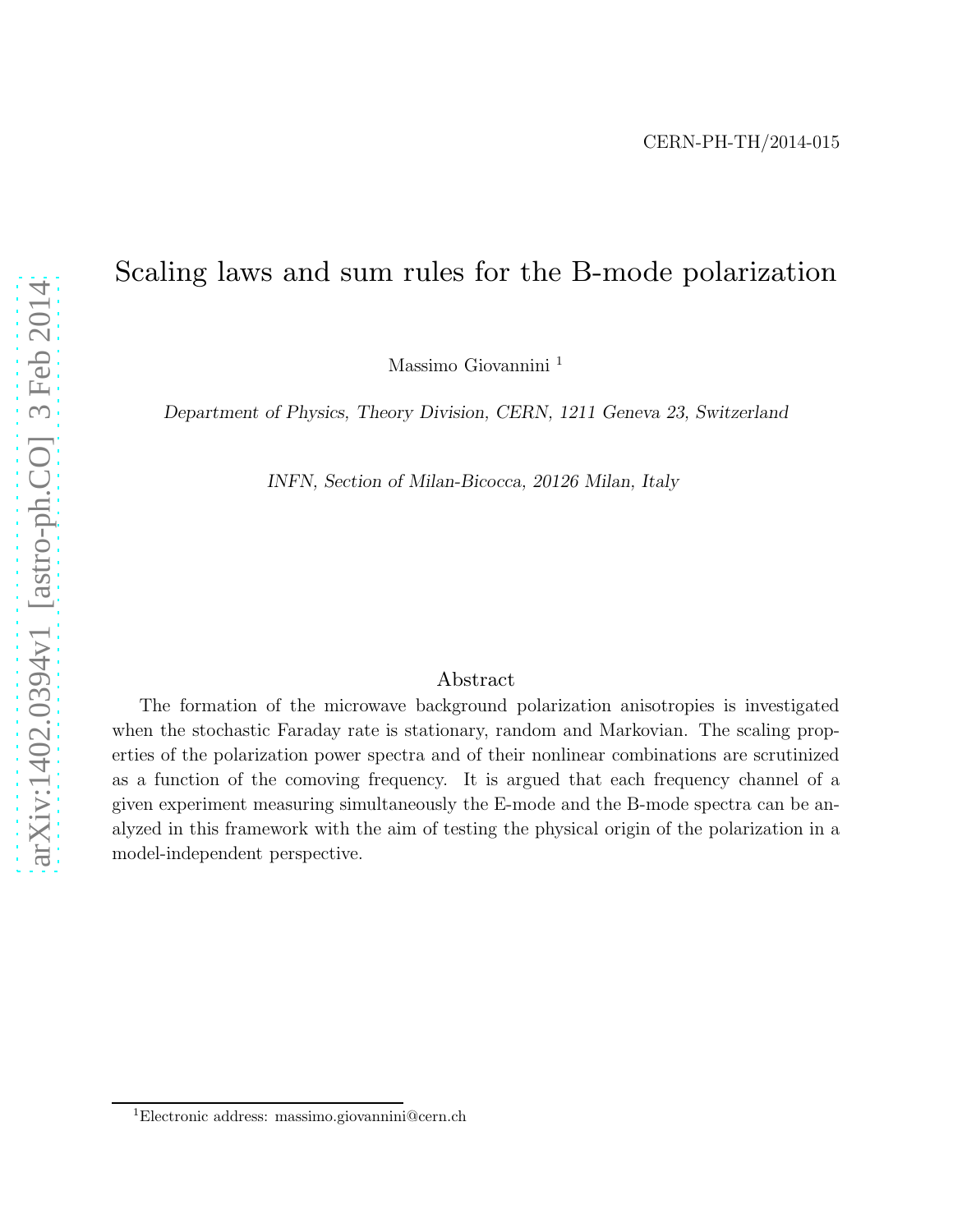CERN-PH-TH/2014-015

# Scaling laws and sum rules for the B-mode polarization

Massimo Giovannini [1]

*Department of Physics, Theory Division, CERN, 1211 Geneva 23, Switzerland*

*INFN, Section of Milan-Bicocca, 20126 Milan, Italy*

## Abstract

The formation of the microwave background polarization anisotropies is investigated when the stochastic Faraday rate is stationary, random and Markovian. The scaling properties of the polarization power spectra and of their nonlinear combinations are scrutinized as a function of the comoving frequency. It is argued that each frequency channel of a given experiment measuring simultaneously the E-mode and the B-mode spectra can be analyzed in this framework with the aim of testing the physical origin of the polarization in a model-independent perspective.

---

[1] Electronic address: massimo.giovannini@cern.ch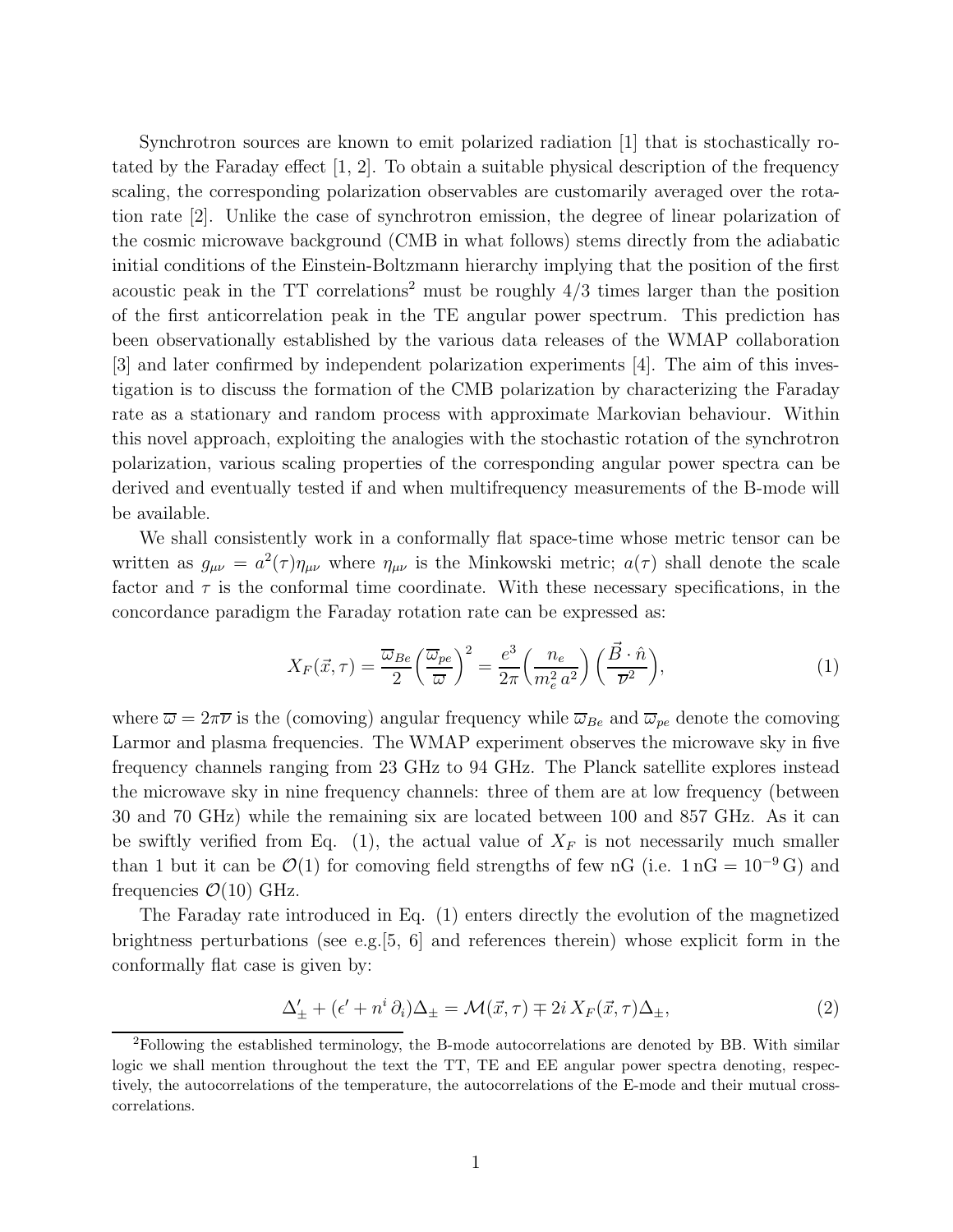Synchrotron sources are known to emit polarized radiation [1] that is stochastically rotated by the Faraday effect [1, 2]. To obtain a suitable physical description of the frequency scaling, the corresponding polarization observables are customarily averaged over the rotation rate [2]. Unlike the case of synchrotron emission, the degree of linear polarization of the cosmic microwave background (CMB in what follows) stems directly from the adiabatic initial conditions of the Einstein-Boltzmann hierarchy implying that the position of the first acoustic peak in the TT correlations[2] must be roughly 4/3 times larger than the position of the first anticorrelation peak in the TE angular power spectrum. This prediction has been observationally established by the various data releases of the WMAP collaboration [3] and later confirmed by independent polarization experiments [4]. The aim of this investigation is to discuss the formation of the CMB polarization by characterizing the Faraday rate as a stationary and random process with approximate Markovian behaviour. Within this novel approach, exploiting the analogies with the stochastic rotation of the synchrotron polarization, various scaling properties of the corresponding angular power spectra can be derived and eventually tested if and when multifrequency measurements of the B-mode will be available.

We shall consistently work in a conformally flat space-time whose metric tensor can be written as $g_{\mu\nu} = a^2(\tau)\eta_{\mu\nu}$ where $\eta_{\mu\nu}$ is the Minkowski metric; $a(\tau)$ shall denote the scale factor and $\tau$ is the conformal time coordinate. With these necessary specifications, in the concordance paradigm the Faraday rotation rate can be expressed as:

$$X_F(\vec{x},\tau) = \frac{\overline{\omega}_{Be}}{2}\biggl(\frac{\overline{\omega}_{pe}}{\overline{\omega}}\biggr)^2 = \frac{e^3}{2\pi}\biggl(\frac{n_e}{m_e^2\, a^2}\biggr)\biggl(\frac{\vec{B}\cdot\hat{n}}{\overline{\nu}^2}\biggr), \tag{1}$$

where $\overline{\omega} = 2\pi\overline{\nu}$ is the (comoving) angular frequency while $\overline{\omega}_{Be}$ and $\overline{\omega}_{pe}$ denote the comoving Larmor and plasma frequencies. The WMAP experiment observes the microwave sky in five frequency channels ranging from 23 GHz to 94 GHz. The Planck satellite explores instead the microwave sky in nine frequency channels: three of them are at low frequency (between 30 and 70 GHz) while the remaining six are located between 100 and 857 GHz. As it can be swiftly verified from Eq. (1), the actual value of $X_F$ is not necessarily much smaller than 1 but it can be $\mathcal{O}(1)$ for comoving field strengths of few nG (i.e. $1\,\mathrm{nG} = 10^{-9}\,\mathrm{G}$) and frequencies $\mathcal{O}(10)$ GHz.

The Faraday rate introduced in Eq. (1) enters directly the evolution of the magnetized brightness perturbations (see e.g.[5, 6] and references therein) whose explicit form in the conformally flat case is given by:

$$\Delta_{\pm}' + (\epsilon' + n^i\,\partial_i)\Delta_{\pm} = \mathcal{M}(\vec{x},\tau) \mp 2i\,X_F(\vec{x},\tau)\Delta_{\pm}, \tag{2}$$

[2] Following the established terminology, the B-mode autocorrelations are denoted by BB. With similar logic we shall mention throughout the text the TT, TE and EE angular power spectra denoting, respectively, the autocorrelations of the temperature, the autocorrelations of the E-mode and their mutual cross-correlations.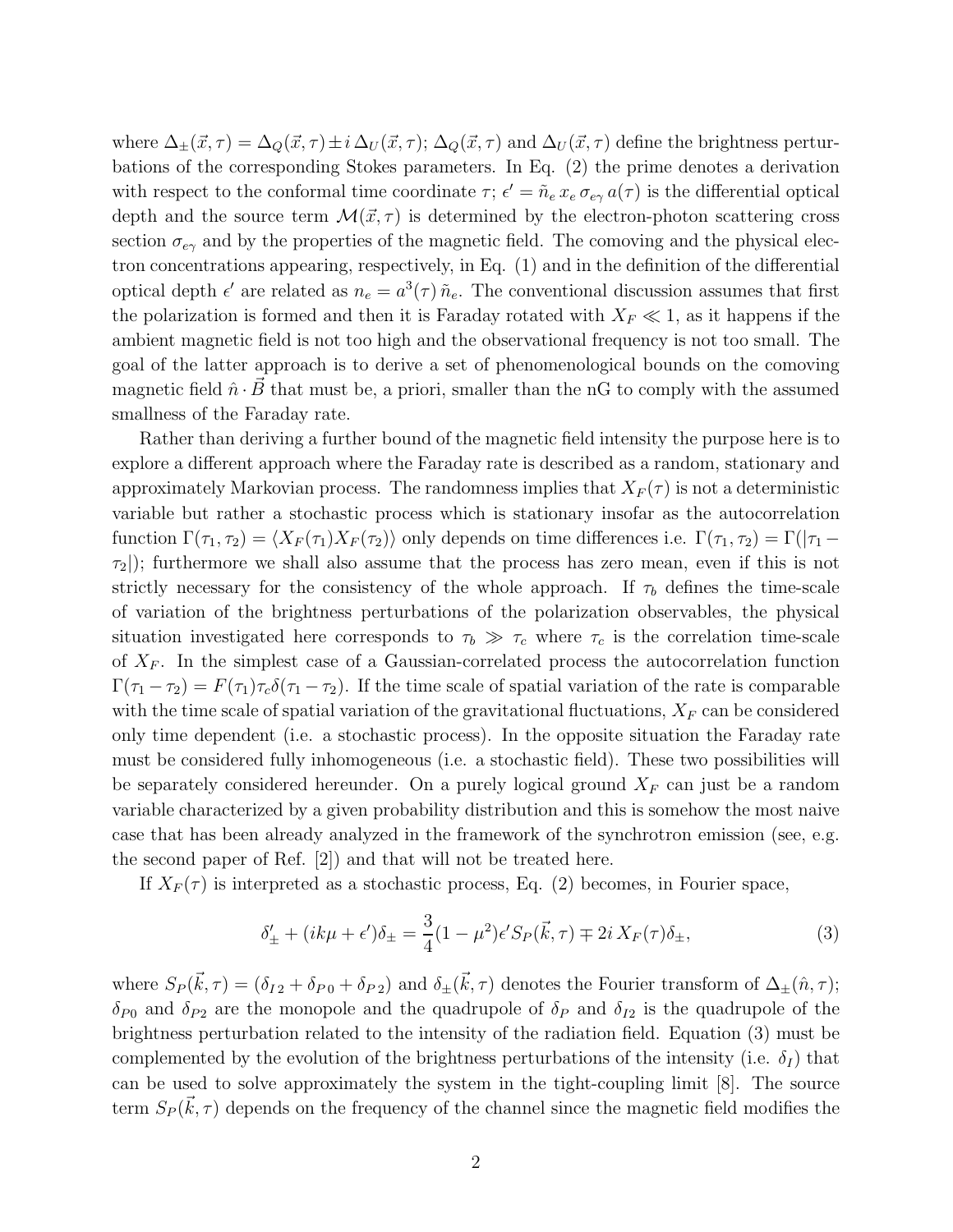where $\Delta_{\pm}(\vec{x},\tau) = \Delta_Q(\vec{x},\tau) \pm i\,\Delta_U(\vec{x},\tau)$; $\Delta_Q(\vec{x},\tau)$ and $\Delta_U(\vec{x},\tau)$ define the brightness perturbations of the corresponding Stokes parameters. In Eq. (2) the prime denotes a derivation with respect to the conformal time coordinate $\tau$; $\epsilon' = \tilde{n}_e\, x_e\, \sigma_{e\gamma}\, a(\tau)$ is the differential optical depth and the source term $\mathcal{M}(\vec{x},\tau)$ is determined by the electron-photon scattering cross section $\sigma_{e\gamma}$ and by the properties of the magnetic field. The comoving and the physical electron concentrations appearing, respectively, in Eq. (1) and in the definition of the differential optical depth $\epsilon'$ are related as $n_e = a^3(\tau)\,\tilde{n}_e$. The conventional discussion assumes that first the polarization is formed and then it is Faraday rotated with $X_F \ll 1$, as it happens if the ambient magnetic field is not too high and the observational frequency is not too small. The goal of the latter approach is to derive a set of phenomenological bounds on the comoving magnetic field $\hat{n}\cdot\vec{B}$ that must be, a priori, smaller than the nG to comply with the assumed smallness of the Faraday rate.

Rather than deriving a further bound of the magnetic field intensity the purpose here is to explore a different approach where the Faraday rate is described as a random, stationary and approximately Markovian process. The randomness implies that $X_F(\tau)$ is not a deterministic variable but rather a stochastic process which is stationary insofar as the autocorrelation function $\Gamma(\tau_1,\tau_2) = \langle X_F(\tau_1) X_F(\tau_2)\rangle$ only depends on time differences i.e. $\Gamma(\tau_1,\tau_2) = \Gamma(|\tau_1 - \tau_2|)$; furthermore we shall also assume that the process has zero mean, even if this is not strictly necessary for the consistency of the whole approach. If $\tau_b$ defines the time-scale of variation of the brightness perturbations of the polarization observables, the physical situation investigated here corresponds to $\tau_b \gg \tau_c$ where $\tau_c$ is the correlation time-scale of $X_F$. In the simplest case of a Gaussian-correlated process the autocorrelation function $\Gamma(\tau_1 - \tau_2) = F(\tau_1)\tau_c\delta(\tau_1 - \tau_2)$. If the time scale of spatial variation of the rate is comparable with the time scale of spatial variation of the gravitational fluctuations, $X_F$ can be considered only time dependent (i.e. a stochastic process). In the opposite situation the Faraday rate must be considered fully inhomogeneous (i.e. a stochastic field). These two possibilities will be separately considered hereunder. On a purely logical ground $X_F$ can just be a random variable characterized by a given probability distribution and this is somehow the most naive case that has been already analyzed in the framework of the synchrotron emission (see, e.g. the second paper of Ref. [2]) and that will not be treated here.

If $X_F(\tau)$ is interpreted as a stochastic process, Eq. (2) becomes, in Fourier space,

$$\delta_{\pm}' + (ik\mu + \epsilon')\delta_{\pm} = \frac{3}{4}(1-\mu^2)\epsilon' S_P(\vec{k},\tau) \mp 2i\,X_F(\tau)\delta_{\pm}, \tag{3}$$

where $S_P(\vec{k},\tau) = (\delta_{I\,2} + \delta_{P\,0} + \delta_{P\,2})$ and $\delta_{\pm}(\vec{k},\tau)$ denotes the Fourier transform of $\Delta_{\pm}(\hat{n},\tau)$; $\delta_{P0}$ and $\delta_{P2}$ are the monopole and the quadrupole of $\delta_P$ and $\delta_{I2}$ is the quadrupole of the brightness perturbation related to the intensity of the radiation field. Equation (3) must be complemented by the evolution of the brightness perturbations of the intensity (i.e. $\delta_I$) that can be used to solve approximately the system in the tight-coupling limit [8]. The source term $S_P(\vec{k},\tau)$ depends on the frequency of the channel since the magnetic field modifies the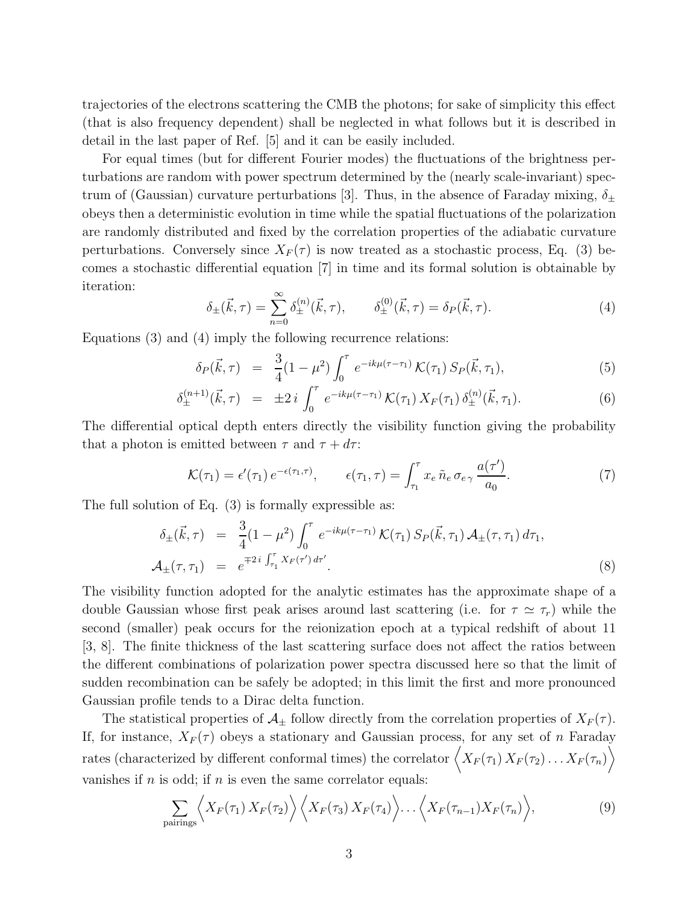trajectories of the electrons scattering the CMB the photons; for sake of simplicity this effect (that is also frequency dependent) shall be neglected in what follows but it is described in detail in the last paper of Ref. [5] and it can be easily included.

For equal times (but for different Fourier modes) the fluctuations of the brightness perturbations are random with power spectrum determined by the (nearly scale-invariant) spectrum of (Gaussian) curvature perturbations [3]. Thus, in the absence of Faraday mixing, $\delta_{\pm}$ obeys then a deterministic evolution in time while the spatial fluctuations of the polarization are randomly distributed and fixed by the correlation properties of the adiabatic curvature perturbations. Conversely since $X_F(\tau)$ is now treated as a stochastic process, Eq. (3) becomes a stochastic differential equation [7] in time and its formal solution is obtainable by iteration:

$$\delta_{\pm}(\vec{k},\tau) = \sum_{n=0}^{\infty} \delta_{\pm}^{(n)}(\vec{k},\tau), \qquad \delta_{\pm}^{(0)}(\vec{k},\tau) = \delta_P(\vec{k},\tau). \tag{4}$$

Equations (3) and (4) imply the following recurrence relations:

$$\delta_P(\vec{k},\tau) = \frac{3}{4}(1-\mu^2)\int_0^{\tau} e^{-ik\mu(\tau-\tau_1)}\,\mathcal{K}(\tau_1)\,S_P(\vec{k},\tau_1), \tag{5}$$

$$\delta_{\pm}^{(n+1)}(\vec{k},\tau) = \pm 2\,i\int_0^{\tau} e^{-ik\mu(\tau-\tau_1)}\,\mathcal{K}(\tau_1)\,X_F(\tau_1)\,\delta_{\pm}^{(n)}(\vec{k},\tau_1). \tag{6}$$

The differential optical depth enters directly the visibility function giving the probability that a photon is emitted between $\tau$ and $\tau + d\tau$:

$$\mathcal{K}(\tau_1) = \epsilon'(\tau_1)\,e^{-\epsilon(\tau_1,\tau)}, \qquad \epsilon(\tau_1,\tau) = \int_{\tau_1}^{\tau} x_e\,\tilde{n}_e\,\sigma_{e\,\gamma}\,\frac{a(\tau')}{a_0}. \tag{7}$$

The full solution of Eq. (3) is formally expressible as:

$$\begin{aligned}
\delta_{\pm}(\vec{k},\tau) &= \frac{3}{4}(1-\mu^2)\int_0^{\tau} e^{-ik\mu(\tau-\tau_1)}\,\mathcal{K}(\tau_1)\,S_P(\vec{k},\tau_1)\,\mathcal{A}_{\pm}(\tau,\tau_1)\,d\tau_1,\\
\mathcal{A}_{\pm}(\tau,\tau_1) &= e^{\mp 2\,i\int_{\tau_1}^{\tau} X_F(\tau')\,d\tau'}.
\end{aligned} \tag{8}$$

The visibility function adopted for the analytic estimates has the approximate shape of a double Gaussian whose first peak arises around last scattering (i.e. for $\tau \simeq \tau_r$) while the second (smaller) peak occurs for the reionization epoch at a typical redshift of about 11 [3, 8]. The finite thickness of the last scattering surface does not affect the ratios between the different combinations of polarization power spectra discussed here so that the limit of sudden recombination can be safely be adopted; in this limit the first and more pronounced Gaussian profile tends to a Dirac delta function.

The statistical properties of $\mathcal{A}_{\pm}$ follow directly from the correlation properties of $X_F(\tau)$. If, for instance, $X_F(\tau)$ obeys a stationary and Gaussian process, for any set of $n$ Faraday rates (characterized by different conformal times) the correlator $\Big\langle X_F(\tau_1)\,X_F(\tau_2)\ldots X_F(\tau_n)\Big\rangle$ vanishes if $n$ is odd; if $n$ is even the same correlator equals:

$$\sum_{\text{pairings}} \Big\langle X_F(\tau_1)\,X_F(\tau_2)\Big\rangle \Big\langle X_F(\tau_3)\,X_F(\tau_4)\Big\rangle \ldots \Big\langle X_F(\tau_{n-1})X_F(\tau_n)\Big\rangle, \tag{9}$$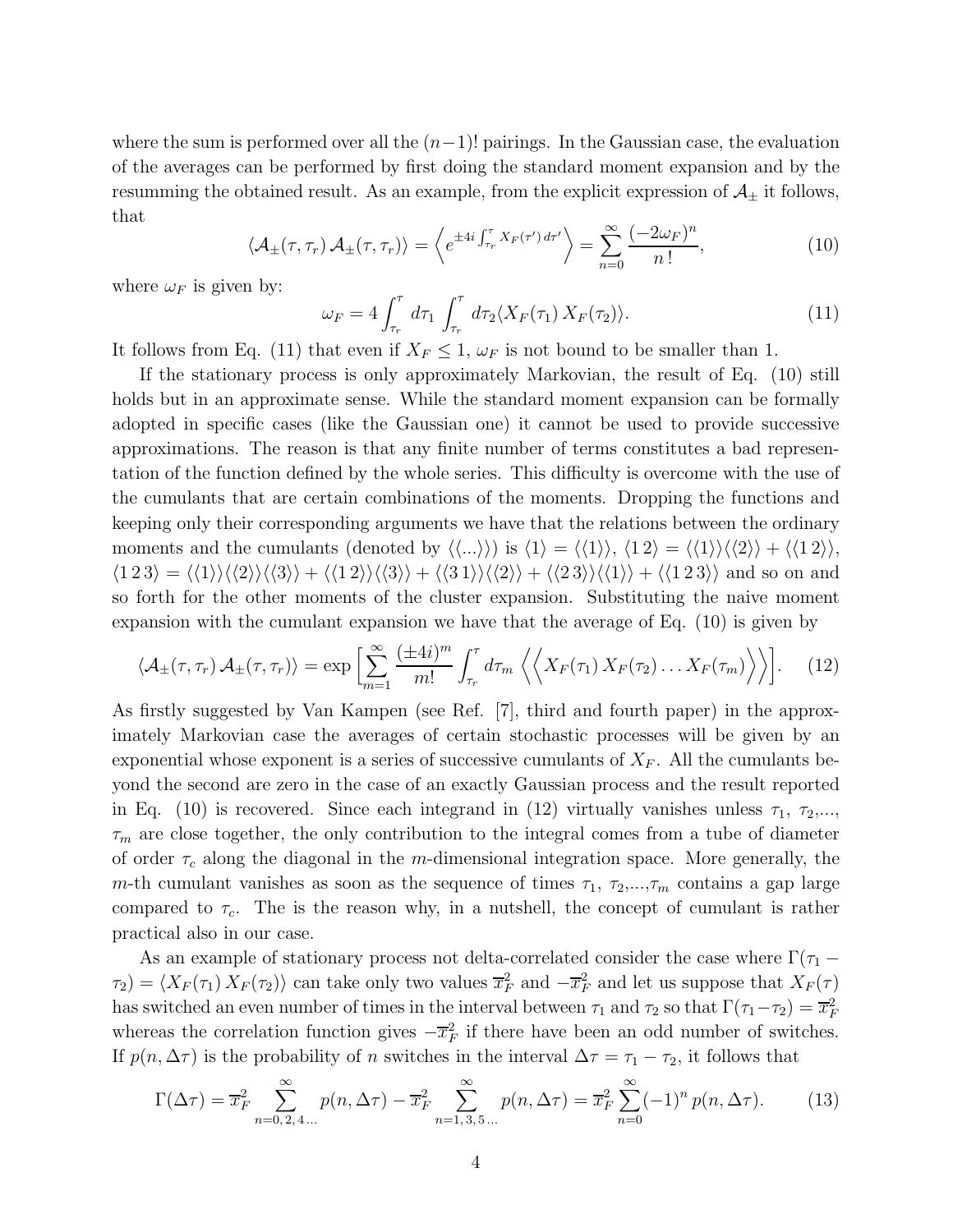where the sum is performed over all the $(n-1)!$ pairings. In the Gaussian case, the evaluation of the averages can be performed by first doing the standard moment expansion and by the resumming the obtained result. As an example, from the explicit expression of $\mathcal{A}_{\pm}$ it follows, that

$$\langle \mathcal{A}_{\pm}(\tau, \tau_r)\, \mathcal{A}_{\pm}(\tau, \tau_r)\rangle = \left\langle e^{\pm 4i \int_{\tau_r}^{\tau} X_F(\tau')\, d\tau'} \right\rangle = \sum_{n=0}^{\infty} \frac{(-2\omega_F)^n}{n\,!}, \tag{10}$$

where $\omega_F$ is given by:

$$\omega_F = 4 \int_{\tau_r}^{\tau} d\tau_1 \int_{\tau_r}^{\tau} d\tau_2 \langle X_F(\tau_1)\, X_F(\tau_2)\rangle. \tag{11}$$

It follows from Eq. (11) that even if $X_F \leq 1$, $\omega_F$ is not bound to be smaller than 1.

If the stationary process is only approximately Markovian, the result of Eq. (10) still holds but in an approximate sense. While the standard moment expansion can be formally adopted in specific cases (like the Gaussian one) it cannot be used to provide successive approximations. The reason is that any finite number of terms constitutes a bad representation of the function defined by the whole series. This difficulty is overcome with the use of the cumulants that are certain combinations of the moments. Dropping the functions and keeping only their corresponding arguments we have that the relations between the ordinary moments and the cumulants (denoted by $\langle\langle ...\rangle\rangle$) is $\langle 1\rangle = \langle\langle 1\rangle\rangle$, $\langle 1\,2\rangle = \langle\langle 1\rangle\rangle\langle\langle 2\rangle\rangle + \langle\langle 1\,2\rangle\rangle$, $\langle 1\,2\,3\rangle = \langle\langle 1\rangle\rangle\langle\langle 2\rangle\rangle\langle\langle 3\rangle\rangle + \langle\langle 1\,2\rangle\rangle\langle\langle 3\rangle\rangle + \langle\langle 3\,1\rangle\rangle\langle\langle 2\rangle\rangle + \langle\langle 2\,3\rangle\rangle\langle\langle 1\rangle\rangle + \langle\langle 1\,2\,3\rangle\rangle$ and so on and so forth for the other moments of the cluster expansion. Substituting the naive moment expansion with the cumulant expansion we have that the average of Eq. (10) is given by

$$\langle \mathcal{A}_{\pm}(\tau, \tau_r)\, \mathcal{A}_{\pm}(\tau, \tau_r)\rangle = \exp\Big[\sum_{m=1}^{\infty} \frac{(\pm 4i)^m}{m!} \int_{\tau_r}^{\tau} d\tau_m \left\langle\left\langle X_F(\tau_1)\, X_F(\tau_2) \ldots X_F(\tau_m)\right\rangle\right\rangle\Big]. \tag{12}$$

As firstly suggested by Van Kampen (see Ref. [7], third and fourth paper) in the approximately Markovian case the averages of certain stochastic processes will be given by an exponential whose exponent is a series of successive cumulants of $X_F$. All the cumulants beyond the second are zero in the case of an exactly Gaussian process and the result reported in Eq. (10) is recovered. Since each integrand in (12) virtually vanishes unless $\tau_1$, $\tau_2$,..., $\tau_m$ are close together, the only contribution to the integral comes from a tube of diameter of order $\tau_c$ along the diagonal in the $m$-dimensional integration space. More generally, the $m$-th cumulant vanishes as soon as the sequence of times $\tau_1$, $\tau_2$,...,$\tau_m$ contains a gap large compared to $\tau_c$. The is the reason why, in a nutshell, the concept of cumulant is rather practical also in our case.

As an example of stationary process not delta-correlated consider the case where $\Gamma(\tau_1 - \tau_2) = \langle X_F(\tau_1)\, X_F(\tau_2)\rangle$ can take only two values $\overline{x}_F^2$ and $-\overline{x}_F^2$ and let us suppose that $X_F(\tau)$ has switched an even number of times in the interval between $\tau_1$ and $\tau_2$ so that $\Gamma(\tau_1 - \tau_2) = \overline{x}_F^2$ whereas the correlation function gives $-\overline{x}_F^2$ if there have been an odd number of switches. If $p(n, \Delta\tau)$ is the probability of $n$ switches in the interval $\Delta\tau = \tau_1 - \tau_2$, it follows that

$$\Gamma(\Delta\tau) = \overline{x}_F^2 \sum_{n=0,\,2,\,4\,...}^{\infty} p(n, \Delta\tau) - \overline{x}_F^2 \sum_{n=1,\,3,\,5\,...}^{\infty} p(n, \Delta\tau) = \overline{x}_F^2 \sum_{n=0}^{\infty} (-1)^n\, p(n, \Delta\tau). \tag{13}$$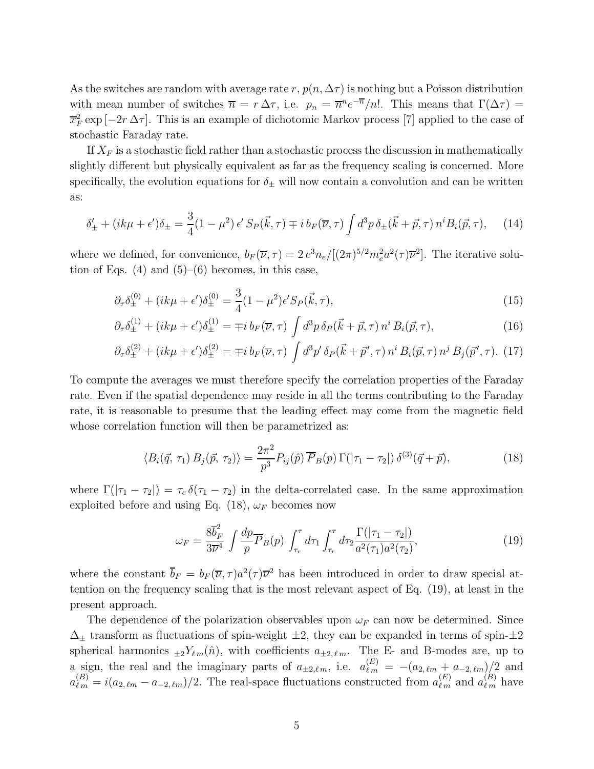As the switches are random with average rate $r$, $p(n, \Delta\tau)$ is nothing but a Poisson distribution with mean number of switches $\overline{n} = r\,\Delta\tau$, i.e. $p_n = \overline{n}^n e^{-\overline{n}}/n!$. This means that $\Gamma(\Delta\tau) = \overline{x}_F^2 \exp[-2r\,\Delta\tau]$. This is an example of dichotomic Markov process [7] applied to the case of stochastic Faraday rate.

If $X_F$ is a stochastic field rather than a stochastic process the discussion in mathematically slightly different but physically equivalent as far as the frequency scaling is concerned. More specifically, the evolution equations for $\delta_\pm$ will now contain a convolution and can be written as:

$$\delta_\pm' + (ik\mu + \epsilon')\delta_\pm = \frac{3}{4}(1-\mu^2)\,\epsilon'\,S_P(\vec{k},\tau) \mp i\,b_F(\overline{\nu},\tau)\int d^3p\,\delta_\pm(\vec{k}+\vec{p},\tau)\,n^i B_i(\vec{p},\tau), \tag{14}$$

where we defined, for convenience, $b_F(\overline{\nu},\tau) = 2\,e^3 n_e/[(2\pi)^{5/2} m_e^2 a^2(\tau)\overline{\nu}^2]$. The iterative solution of Eqs. (4) and (5)–(6) becomes, in this case,

$$\partial_\tau \delta_\pm^{(0)} + (ik\mu + \epsilon')\delta_\pm^{(0)} = \frac{3}{4}(1-\mu^2)\epsilon' S_P(\vec{k},\tau), \tag{15}$$

$$\partial_\tau \delta_\pm^{(1)} + (ik\mu + \epsilon')\delta_\pm^{(1)} = \mp i\,b_F(\overline{\nu},\tau)\int d^3p\,\delta_P(\vec{k}+\vec{p},\tau)\,n^i\,B_i(\vec{p},\tau), \tag{16}$$

$$\partial_\tau \delta_\pm^{(2)} + (ik\mu + \epsilon')\delta_\pm^{(2)} = \mp i\,b_F(\overline{\nu},\tau)\int d^3p'\,\delta_P(\vec{k}+\vec{p}',\tau)\,n^i\,B_i(\vec{p},\tau)\,n^j\,B_j(\vec{p}',\tau). \tag{17}$$

To compute the averages we must therefore specify the correlation properties of the Faraday rate. Even if the spatial dependence may reside in all the terms contributing to the Faraday rate, it is reasonable to presume that the leading effect may come from the magnetic field whose correlation function will then be parametrized as:

$$\langle B_i(\vec{q},\,\tau_1)\,B_j(\vec{p},\,\tau_2)\rangle = \frac{2\pi^2}{p^3}P_{ij}(\hat{p})\,\overline{P}_B(p)\,\Gamma(|\tau_1-\tau_2|)\,\delta^{(3)}(\vec{q}+\vec{p}), \tag{18}$$

where $\Gamma(|\tau_1-\tau_2|) = \tau_c\,\delta(\tau_1-\tau_2)$ in the delta-correlated case. In the same approximation exploited before and using Eq. (18), $\omega_F$ becomes now

$$\omega_F = \frac{8\overline{b}_F^2}{3\overline{\nu}^4}\int \frac{dp}{p}\overline{P}_B(p)\int_{\tau_r}^{\tau} d\tau_1 \int_{\tau_r}^{\tau} d\tau_2 \frac{\Gamma(|\tau_1-\tau_2|)}{a^2(\tau_1)a^2(\tau_2)}, \tag{19}$$

where the constant $\overline{b}_F = b_F(\overline{\nu},\tau)a^2(\tau)\overline{\nu}^2$ has been introduced in order to draw special attention on the frequency scaling that is the most relevant aspect of Eq. (19), at least in the present approach.

The dependence of the polarization observables upon $\omega_F$ can now be determined. Since $\Delta_\pm$ transform as fluctuations of spin-weight $\pm 2$, they can be expanded in terms of spin-$\pm 2$ spherical harmonics ${}_{\pm 2}Y_{\ell m}(\hat{n})$, with coefficients $a_{\pm 2,\,\ell m}$. The E- and B-modes are, up to a sign, the real and the imaginary parts of $a_{\pm 2,\,\ell m}$, i.e. $a_{\ell m}^{(E)} = -(a_{2,\,\ell m} + a_{-2,\,\ell m})/2$ and $a_{\ell m}^{(B)} = i(a_{2,\,\ell m} - a_{-2,\,\ell m})/2$. The real-space fluctuations constructed from $a_{\ell m}^{(E)}$ and $a_{\ell m}^{(B)}$ have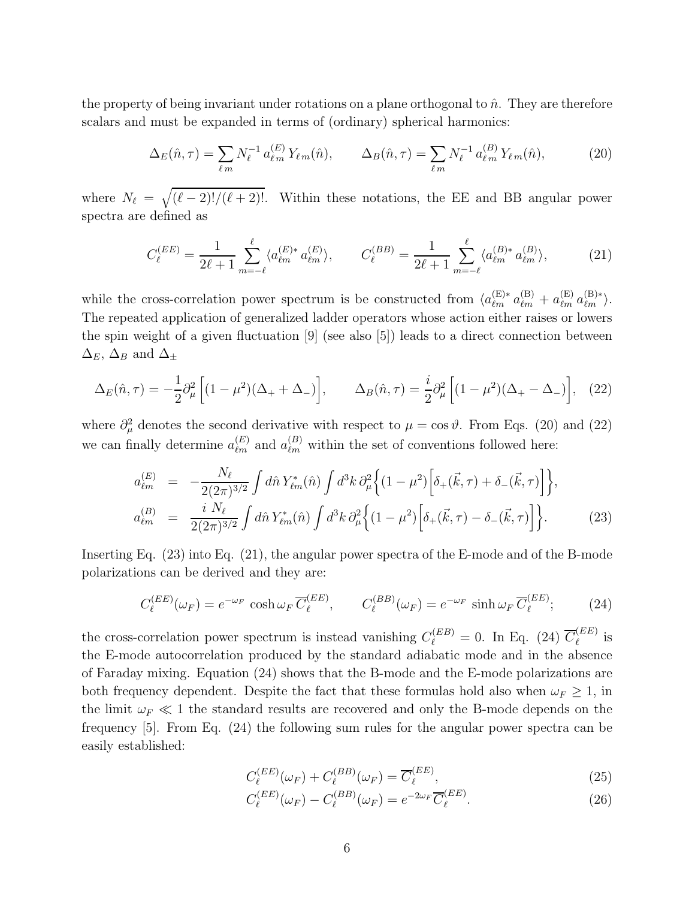the property of being invariant under rotations on a plane orthogonal to $\hat{n}$. They are therefore scalars and must be expanded in terms of (ordinary) spherical harmonics:

$$\Delta_E(\hat{n},\tau) = \sum_{\ell\, m} N_\ell^{-1}\, a^{(E)}_{\ell\, m}\, Y_{\ell\, m}(\hat{n}), \qquad \Delta_B(\hat{n},\tau) = \sum_{\ell\, m} N_\ell^{-1}\, a^{(B)}_{\ell\, m}\, Y_{\ell\, m}(\hat{n}), \tag{20}$$

where $N_\ell = \sqrt{(\ell-2)!/(\ell+2)!}$. Within these notations, the EE and BB angular power spectra are defined as

$$C_\ell^{(EE)} = \frac{1}{2\ell+1}\sum_{m=-\ell}^{\ell} \langle a^{(E)*}_{\ell m}\, a^{(E)}_{\ell m}\rangle, \qquad C_\ell^{(BB)} = \frac{1}{2\ell+1}\sum_{m=-\ell}^{\ell} \langle a^{(B)*}_{\ell m}\, a^{(B)}_{\ell m}\rangle, \tag{21}$$

while the cross-correlation power spectrum is be constructed from $\langle a^{(\mathrm{E})*}_{\ell m}\, a^{(\mathrm{B})}_{\ell m} + a^{(\mathrm{E})}_{\ell m}\, a^{(\mathrm{B})*}_{\ell m}\rangle$. The repeated application of generalized ladder operators whose action either raises or lowers the spin weight of a given fluctuation [9] (see also [5]) leads to a direct connection between $\Delta_E$, $\Delta_B$ and $\Delta_\pm$

$$\Delta_E(\hat{n},\tau) = -\frac{1}{2}\partial_\mu^2\Big[(1-\mu^2)(\Delta_+ + \Delta_-)\Big], \qquad \Delta_B(\hat{n},\tau) = \frac{i}{2}\partial_\mu^2\Big[(1-\mu^2)(\Delta_+ - \Delta_-)\Big], \tag{22}$$

where $\partial_\mu^2$ denotes the second derivative with respect to $\mu = \cos\vartheta$. From Eqs. (20) and (22) we can finally determine $a^{(E)}_{\ell m}$ and $a^{(B)}_{\ell m}$ within the set of conventions followed here:

$$\begin{aligned}
a^{(E)}_{\ell m} &= -\frac{N_\ell}{2(2\pi)^{3/2}}\int d\hat{n}\, Y^*_{\ell m}(\hat{n})\int d^3k\, \partial_\mu^2\Big\{(1-\mu^2)\Big[\delta_+(\vec{k},\tau) + \delta_-(\vec{k},\tau)\Big]\Big\},\\
a^{(B)}_{\ell m} &= \frac{i\, N_\ell}{2(2\pi)^{3/2}}\int d\hat{n}\, Y^*_{\ell m}(\hat{n})\int d^3k\, \partial_\mu^2\Big\{(1-\mu^2)\Big[\delta_+(\vec{k},\tau) - \delta_-(\vec{k},\tau)\Big]\Big\}.
\end{aligned} \tag{23}$$

Inserting Eq. (23) into Eq. (21), the angular power spectra of the E-mode and of the B-mode polarizations can be derived and they are:

$$C_\ell^{(EE)}(\omega_F) = e^{-\omega_F}\,\cosh\omega_F\,\overline{C}_\ell^{(EE)}, \qquad C_\ell^{(BB)}(\omega_F) = e^{-\omega_F}\,\sinh\omega_F\,\overline{C}_\ell^{(EE)}; \tag{24}$$

the cross-correlation power spectrum is instead vanishing $C_\ell^{(EB)} = 0$. In Eq. (24) $\overline{C}_\ell^{(EE)}$ is the E-mode autocorrelation produced by the standard adiabatic mode and in the absence of Faraday mixing. Equation (24) shows that the B-mode and the E-mode polarizations are both frequency dependent. Despite the fact that these formulas hold also when $\omega_F \geq 1$, in the limit $\omega_F \ll 1$ the standard results are recovered and only the B-mode depends on the frequency [5]. From Eq. (24) the following sum rules for the angular power spectra can be easily established:

$$C_\ell^{(EE)}(\omega_F) + C_\ell^{(BB)}(\omega_F) = \overline{C}_\ell^{(EE)}, \tag{25}$$

$$C_\ell^{(EE)}(\omega_F) - C_\ell^{(BB)}(\omega_F) = e^{-2\omega_F}\,\overline{C}_\ell^{(EE)}. \tag{26}$$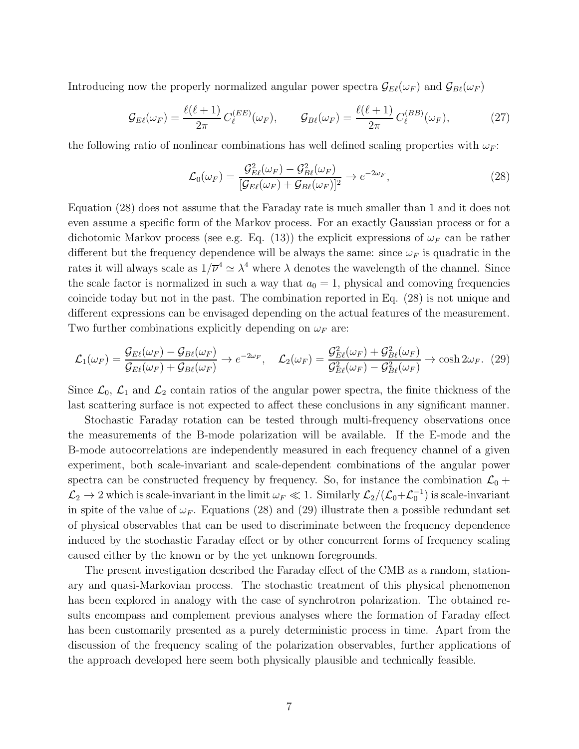Introducing now the properly normalized angular power spectra $\mathcal{G}_{E\ell}(\omega_F)$ and $\mathcal{G}_{B\ell}(\omega_F)$

$$\mathcal{G}_{E\ell}(\omega_F) = \frac{\ell(\ell+1)}{2\pi}\, C_{\ell}^{(EE)}(\omega_F), \qquad \mathcal{G}_{B\ell}(\omega_F) = \frac{\ell(\ell+1)}{2\pi}\, C_{\ell}^{(BB)}(\omega_F), \tag{27}$$

the following ratio of nonlinear combinations has well defined scaling properties with $\omega_F$:

$$\mathcal{L}_0(\omega_F) = \frac{\mathcal{G}_{E\ell}^2(\omega_F) - \mathcal{G}_{B\ell}^2(\omega_F)}{[\mathcal{G}_{E\ell}(\omega_F) + \mathcal{G}_{B\ell}(\omega_F)]^2} \to e^{-2\omega_F}, \tag{28}$$

Equation (28) does not assume that the Faraday rate is much smaller than 1 and it does not even assume a specific form of the Markov process. For an exactly Gaussian process or for a dichotomic Markov process (see e.g. Eq. (13)) the explicit expressions of $\omega_F$ can be rather different but the frequency dependence will be always the same: since $\omega_F$ is quadratic in the rates it will always scale as $1/\overline{\nu}^4 \simeq \lambda^4$ where $\lambda$ denotes the wavelength of the channel. Since the scale factor is normalized in such a way that $a_0 = 1$, physical and comoving frequencies coincide today but not in the past. The combination reported in Eq. (28) is not unique and different expressions can be envisaged depending on the actual features of the measurement. Two further combinations explicitly depending on $\omega_F$ are:

$$\mathcal{L}_1(\omega_F) = \frac{\mathcal{G}_{E\ell}(\omega_F) - \mathcal{G}_{B\ell}(\omega_F)}{\mathcal{G}_{E\ell}(\omega_F) + \mathcal{G}_{B\ell}(\omega_F)} \to e^{-2\omega_F}, \quad \mathcal{L}_2(\omega_F) = \frac{\mathcal{G}_{E\ell}^2(\omega_F) + \mathcal{G}_{B\ell}^2(\omega_F)}{\mathcal{G}_{E\ell}^2(\omega_F) - \mathcal{G}_{B\ell}^2(\omega_F)} \to \cosh 2\omega_F. \tag{29}$$

Since $\mathcal{L}_0$, $\mathcal{L}_1$ and $\mathcal{L}_2$ contain ratios of the angular power spectra, the finite thickness of the last scattering surface is not expected to affect these conclusions in any significant manner.

Stochastic Faraday rotation can be tested through multi-frequency observations once the measurements of the B-mode polarization will be available. If the E-mode and the B-mode autocorrelations are independently measured in each frequency channel of a given experiment, both scale-invariant and scale-dependent combinations of the angular power spectra can be constructed frequency by frequency. So, for instance the combination $\mathcal{L}_0 + \mathcal{L}_2 \to 2$ which is scale-invariant in the limit $\omega_F \ll 1$. Similarly $\mathcal{L}_2/(\mathcal{L}_0 + \mathcal{L}_0^{-1})$ is scale-invariant in spite of the value of $\omega_F$. Equations (28) and (29) illustrate then a possible redundant set of physical observables that can be used to discriminate between the frequency dependence induced by the stochastic Faraday effect or by other concurrent forms of frequency scaling caused either by the known or by the yet unknown foregrounds.

The present investigation described the Faraday effect of the CMB as a random, stationary and quasi-Markovian process. The stochastic treatment of this physical phenomenon has been explored in analogy with the case of synchrotron polarization. The obtained results encompass and complement previous analyses where the formation of Faraday effect has been customarily presented as a purely deterministic process in time. Apart from the discussion of the frequency scaling of the polarization observables, further applications of the approach developed here seem both physically plausible and technically feasible.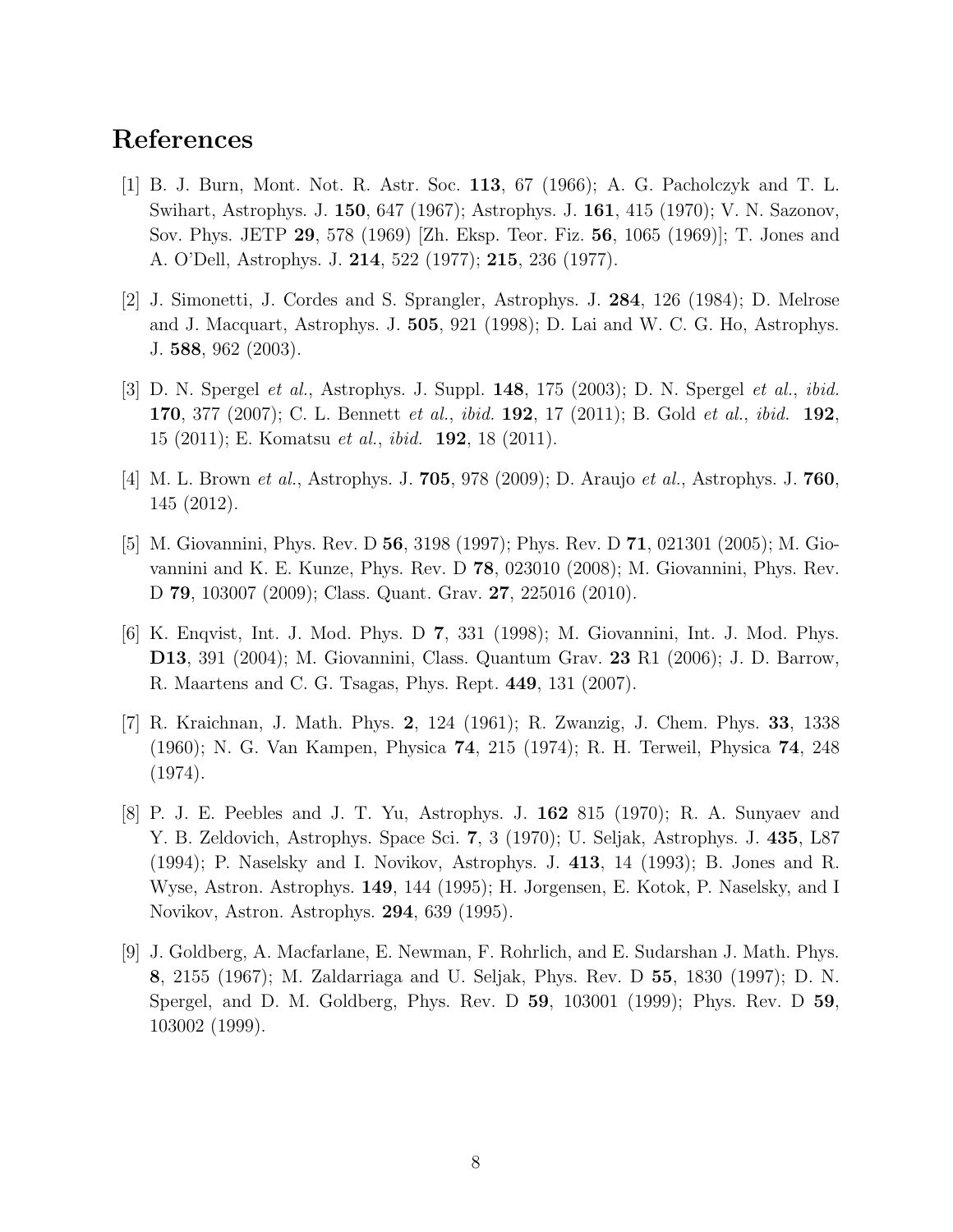# References

[1] B. J. Burn, Mont. Not. R. Astr. Soc. **113**, 67 (1966); A. G. Pacholczyk and T. L. Swihart, Astrophys. J. **150**, 647 (1967); Astrophys. J. **161**, 415 (1970); V. N. Sazonov, Sov. Phys. JETP **29**, 578 (1969) [Zh. Eksp. Teor. Fiz. **56**, 1065 (1969)]; T. Jones and A. O'Dell, Astrophys. J. **214**, 522 (1977); **215**, 236 (1977).

[2] J. Simonetti, J. Cordes and S. Sprangler, Astrophys. J. **284**, 126 (1984); D. Melrose and J. Macquart, Astrophys. J. **505**, 921 (1998); D. Lai and W. C. G. Ho, Astrophys. J. **588**, 962 (2003).

[3] D. N. Spergel *et al.*, Astrophys. J. Suppl. **148**, 175 (2003); D. N. Spergel *et al.*, *ibid.* **170**, 377 (2007); C. L. Bennett *et al.*, *ibid.* **192**, 17 (2011); B. Gold *et al.*, *ibid.* **192**, 15 (2011); E. Komatsu *et al.*, *ibid.* **192**, 18 (2011).

[4] M. L. Brown *et al.*, Astrophys. J. **705**, 978 (2009); D. Araujo *et al.*, Astrophys. J. **760**, 145 (2012).

[5] M. Giovannini, Phys. Rev. D **56**, 3198 (1997); Phys. Rev. D **71**, 021301 (2005); M. Giovannini and K. E. Kunze, Phys. Rev. D **78**, 023010 (2008); M. Giovannini, Phys. Rev. D **79**, 103007 (2009); Class. Quant. Grav. **27**, 225016 (2010).

[6] K. Enqvist, Int. J. Mod. Phys. D **7**, 331 (1998); M. Giovannini, Int. J. Mod. Phys. **D13**, 391 (2004); M. Giovannini, Class. Quantum Grav. **23** R1 (2006); J. D. Barrow, R. Maartens and C. G. Tsagas, Phys. Rept. **449**, 131 (2007).

[7] R. Kraichnan, J. Math. Phys. **2**, 124 (1961); R. Zwanzig, J. Chem. Phys. **33**, 1338 (1960); N. G. Van Kampen, Physica **74**, 215 (1974); R. H. Terweil, Physica **74**, 248 (1974).

[8] P. J. E. Peebles and J. T. Yu, Astrophys. J. **162** 815 (1970); R. A. Sunyaev and Y. B. Zeldovich, Astrophys. Space Sci. **7**, 3 (1970); U. Seljak, Astrophys. J. **435**, L87 (1994); P. Naselsky and I. Novikov, Astrophys. J. **413**, 14 (1993); B. Jones and R. Wyse, Astron. Astrophys. **149**, 144 (1995); H. Jorgensen, E. Kotok, P. Naselsky, and I Novikov, Astron. Astrophys. **294**, 639 (1995).

[9] J. Goldberg, A. Macfarlane, E. Newman, F. Rohrlich, and E. Sudarshan J. Math. Phys. **8**, 2155 (1967); M. Zaldarriaga and U. Seljak, Phys. Rev. D **55**, 1830 (1997); D. N. Spergel, and D. M. Goldberg, Phys. Rev. D **59**, 103001 (1999); Phys. Rev. D **59**, 103002 (1999).